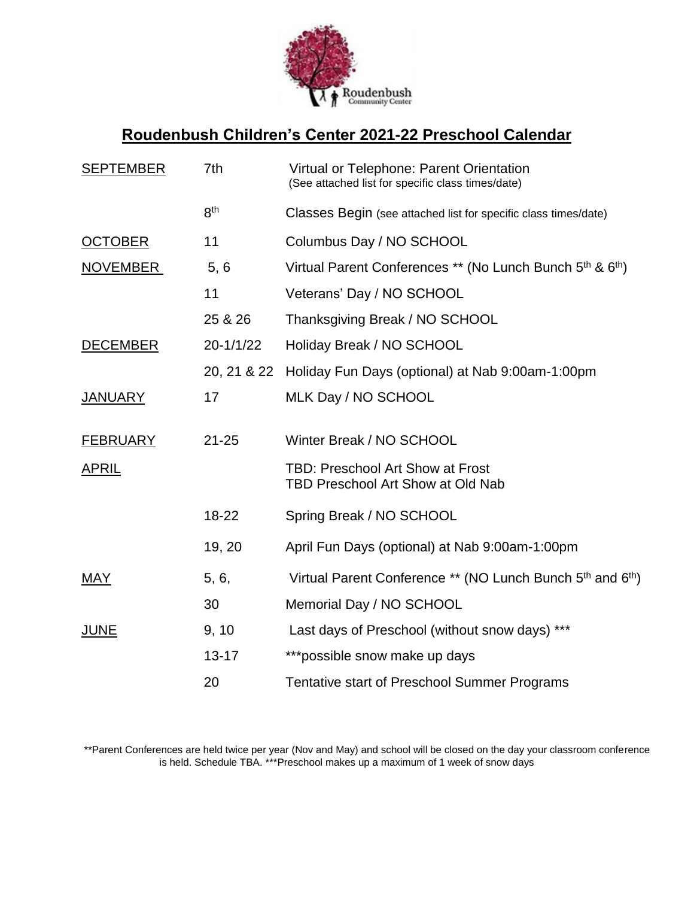# Roudenbush Children's Center 2021-22 Preschool Calendar

| | | |
|---|---|---|
| SEPTEMBER | 7th | Virtual or Telephone: Parent Orientation (See attached list for specific class times/date) |
| | 8th | Classes Begin (see attached list for specific class times/date) |
| OCTOBER | 11 | Columbus Day / NO SCHOOL |
| NOVEMBER | 5, 6 | Virtual Parent Conferences ** (No Lunch Bunch 5th & 6th) |
| | 11 | Veterans' Day / NO SCHOOL |
| | 25 & 26 | Thanksgiving Break / NO SCHOOL |
| DECEMBER | 20-1/1/22 | Holiday Break / NO SCHOOL |
| | 20, 21 & 22 | Holiday Fun Days (optional) at Nab 9:00am-1:00pm |
| JANUARY | 17 | MLK Day / NO SCHOOL |
| FEBRUARY | 21-25 | Winter Break / NO SCHOOL |
| APRIL | | TBD: Preschool Art Show at Frost<br>TBD Preschool Art Show at Old Nab |
| | 18-22 | Spring Break / NO SCHOOL |
| | 19, 20 | April Fun Days (optional) at Nab 9:00am-1:00pm |
| MAY | 5, 6, | Virtual Parent Conference ** (NO Lunch Bunch 5th and 6th) |
| | 30 | Memorial Day / NO SCHOOL |
| JUNE | 9, 10 | Last days of Preschool (without snow days) *** |
| | 13-17 | ***possible snow make up days |
| | 20 | Tentative start of Preschool Summer Programs |

**Parent Conferences are held twice per year (Nov and May) and school will be closed on the day your classroom conference is held. Schedule TBA. ***Preschool makes up a maximum of 1 week of snow days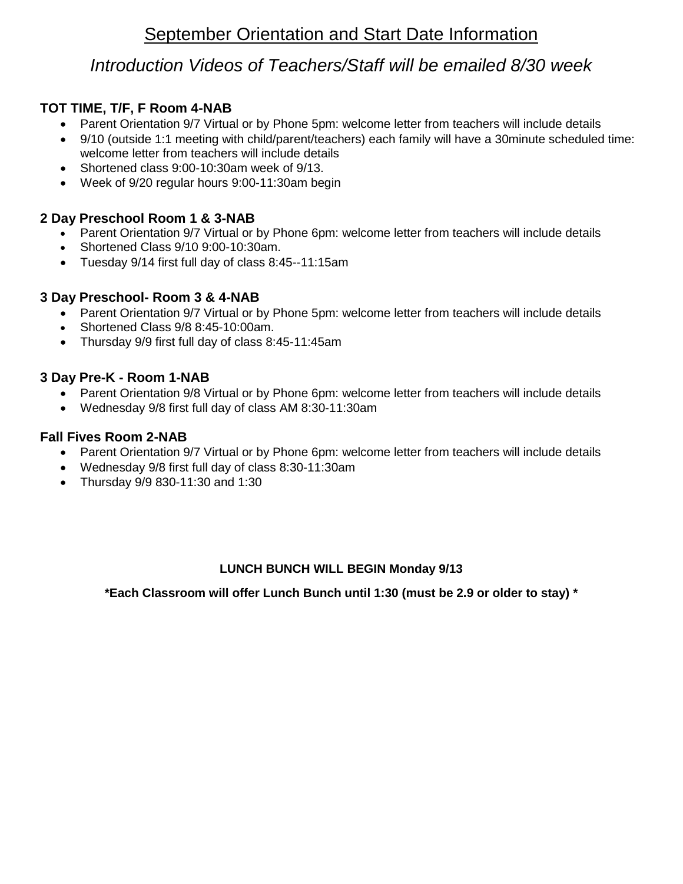# September Orientation and Start Date Information

*Introduction Videos of Teachers/Staff will be emailed 8/30 week*

**TOT TIME, T/F, F Room 4-NAB**

- Parent Orientation 9/7 Virtual or by Phone 5pm: welcome letter from teachers will include details
- 9/10 (outside 1:1 meeting with child/parent/teachers) each family will have a 30minute scheduled time: welcome letter from teachers will include details
- Shortened class 9:00-10:30am week of 9/13.
- Week of 9/20 regular hours 9:00-11:30am begin

**2 Day Preschool Room 1 & 3-NAB**

- Parent Orientation 9/7 Virtual or by Phone 6pm: welcome letter from teachers will include details
- Shortened Class 9/10 9:00-10:30am.
- Tuesday 9/14 first full day of class 8:45--11:15am

**3 Day Preschool- Room 3 & 4-NAB**

- Parent Orientation 9/7 Virtual or by Phone 5pm: welcome letter from teachers will include details
- Shortened Class 9/8 8:45-10:00am.
- Thursday 9/9 first full day of class 8:45-11:45am

**3 Day Pre-K - Room 1-NAB**

- Parent Orientation 9/8 Virtual or by Phone 6pm: welcome letter from teachers will include details
- Wednesday 9/8 first full day of class AM 8:30-11:30am

**Fall Fives Room 2-NAB**

- Parent Orientation 9/7 Virtual or by Phone 6pm: welcome letter from teachers will include details
- Wednesday 9/8 first full day of class 8:30-11:30am
- Thursday 9/9 830-11:30 and 1:30

**LUNCH BUNCH WILL BEGIN Monday 9/13**

**\*Each Classroom will offer Lunch Bunch until 1:30 (must be 2.9 or older to stay) \***